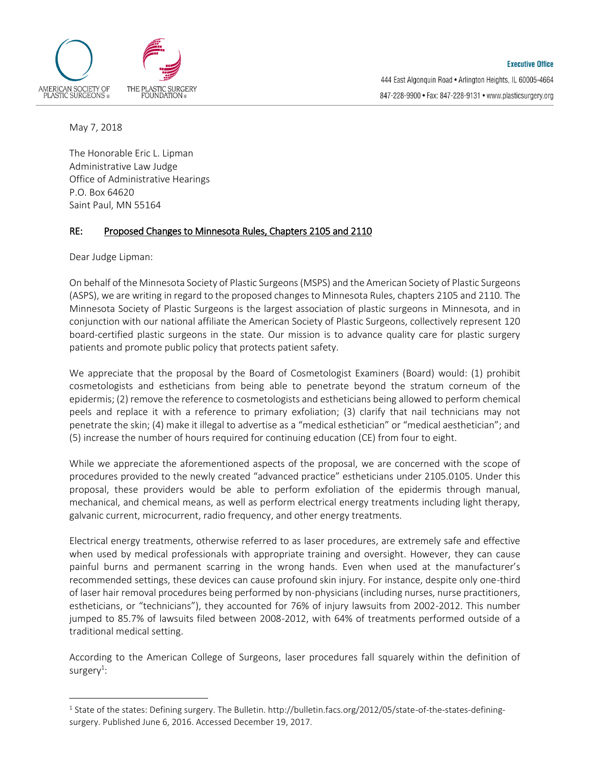AMERICAN SOCIETY OF PLASTIC SURGEONS®

THE PLASTIC SURGERY FOUNDATION®

**Executive Office**

444 East Algonquin Road • Arlington Heights, IL 60005-4664

847-228-9900 • Fax: 847-228-9131 • www.plasticsurgery.org

May 7, 2018

The Honorable Eric L. Lipman
Administrative Law Judge
Office of Administrative Hearings
P.O. Box 64620
Saint Paul, MN 55164

RE: Proposed Changes to Minnesota Rules, Chapters 2105 and 2110

Dear Judge Lipman:

On behalf of the Minnesota Society of Plastic Surgeons (MSPS) and the American Society of Plastic Surgeons (ASPS), we are writing in regard to the proposed changes to Minnesota Rules, chapters 2105 and 2110. The Minnesota Society of Plastic Surgeons is the largest association of plastic surgeons in Minnesota, and in conjunction with our national affiliate the American Society of Plastic Surgeons, collectively represent 120 board-certified plastic surgeons in the state. Our mission is to advance quality care for plastic surgery patients and promote public policy that protects patient safety.

We appreciate that the proposal by the Board of Cosmetologist Examiners (Board) would: (1) prohibit cosmetologists and estheticians from being able to penetrate beyond the stratum corneum of the epidermis; (2) remove the reference to cosmetologists and estheticians being allowed to perform chemical peels and replace it with a reference to primary exfoliation; (3) clarify that nail technicians may not penetrate the skin; (4) make it illegal to advertise as a "medical esthetician" or "medical aesthetician"; and (5) increase the number of hours required for continuing education (CE) from four to eight.

While we appreciate the aforementioned aspects of the proposal, we are concerned with the scope of procedures provided to the newly created "advanced practice" estheticians under 2105.0105. Under this proposal, these providers would be able to perform exfoliation of the epidermis through manual, mechanical, and chemical means, as well as perform electrical energy treatments including light therapy, galvanic current, microcurrent, radio frequency, and other energy treatments.

Electrical energy treatments, otherwise referred to as laser procedures, are extremely safe and effective when used by medical professionals with appropriate training and oversight. However, they can cause painful burns and permanent scarring in the wrong hands. Even when used at the manufacturer's recommended settings, these devices can cause profound skin injury. For instance, despite only one-third of laser hair removal procedures being performed by non-physicians (including nurses, nurse practitioners, estheticians, or "technicians"), they accounted for 76% of injury lawsuits from 2002-2012. This number jumped to 85.7% of lawsuits filed between 2008-2012, with 64% of treatments performed outside of a traditional medical setting.

According to the American College of Surgeons, laser procedures fall squarely within the definition of surgery[1]:

---

[1] State of the states: Defining surgery. The Bulletin. http://bulletin.facs.org/2012/05/state-of-the-states-defining-surgery. Published June 6, 2016. Accessed December 19, 2017.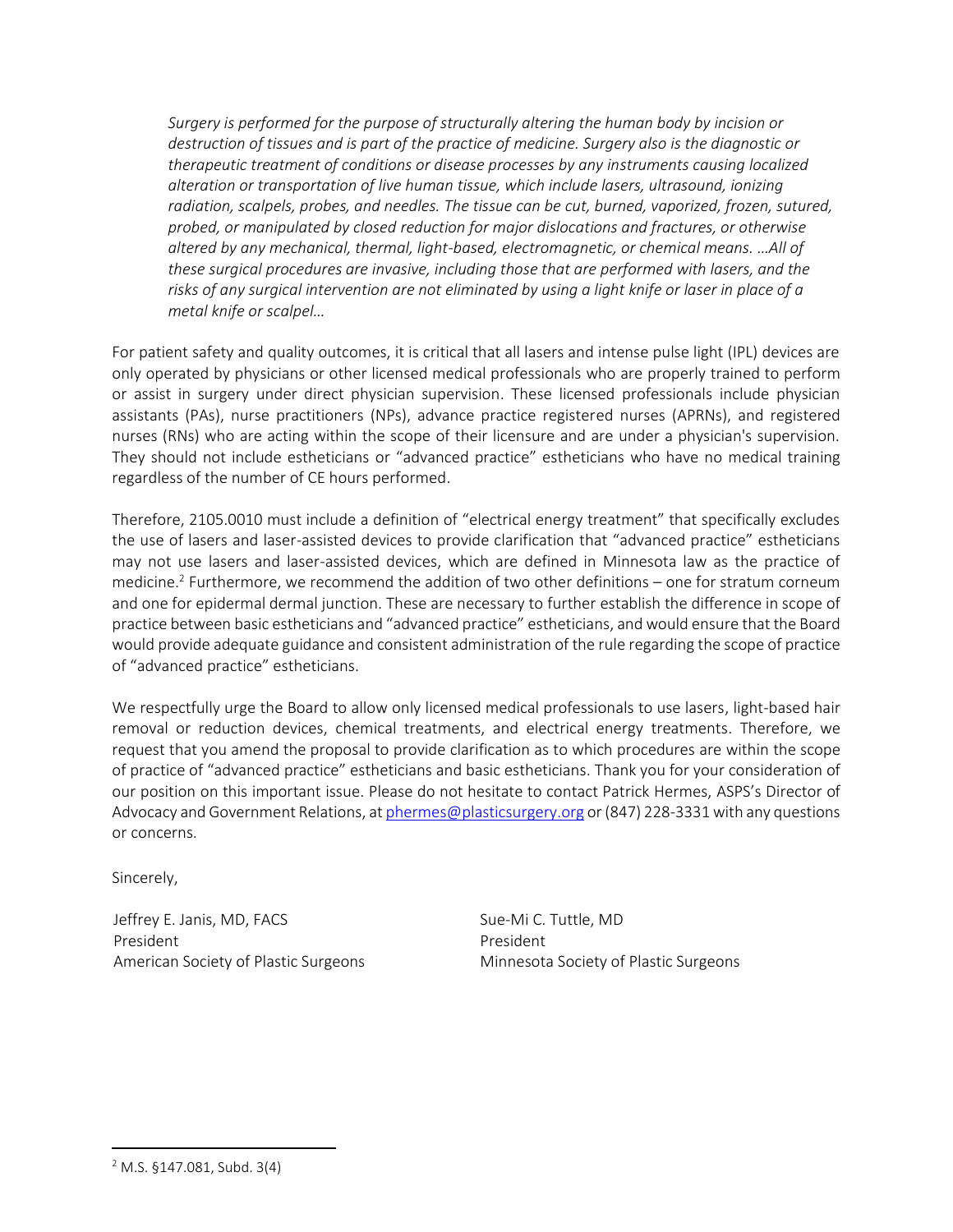*Surgery is performed for the purpose of structurally altering the human body by incision or destruction of tissues and is part of the practice of medicine. Surgery also is the diagnostic or therapeutic treatment of conditions or disease processes by any instruments causing localized alteration or transportation of live human tissue, which include lasers, ultrasound, ionizing radiation, scalpels, probes, and needles. The tissue can be cut, burned, vaporized, frozen, sutured, probed, or manipulated by closed reduction for major dislocations and fractures, or otherwise altered by any mechanical, thermal, light-based, electromagnetic, or chemical means. …All of these surgical procedures are invasive, including those that are performed with lasers, and the risks of any surgical intervention are not eliminated by using a light knife or laser in place of a metal knife or scalpel…*

For patient safety and quality outcomes, it is critical that all lasers and intense pulse light (IPL) devices are only operated by physicians or other licensed medical professionals who are properly trained to perform or assist in surgery under direct physician supervision. These licensed professionals include physician assistants (PAs), nurse practitioners (NPs), advance practice registered nurses (APRNs), and registered nurses (RNs) who are acting within the scope of their licensure and are under a physician's supervision. They should not include estheticians or "advanced practice" estheticians who have no medical training regardless of the number of CE hours performed.

Therefore, 2105.0010 must include a definition of "electrical energy treatment" that specifically excludes the use of lasers and laser-assisted devices to provide clarification that "advanced practice" estheticians may not use lasers and laser-assisted devices, which are defined in Minnesota law as the practice of medicine.[2] Furthermore, we recommend the addition of two other definitions – one for stratum corneum and one for epidermal dermal junction. These are necessary to further establish the difference in scope of practice between basic estheticians and "advanced practice" estheticians, and would ensure that the Board would provide adequate guidance and consistent administration of the rule regarding the scope of practice of "advanced practice" estheticians.

We respectfully urge the Board to allow only licensed medical professionals to use lasers, light-based hair removal or reduction devices, chemical treatments, and electrical energy treatments. Therefore, we request that you amend the proposal to provide clarification as to which procedures are within the scope of practice of "advanced practice" estheticians and basic estheticians. Thank you for your consideration of our position on this important issue. Please do not hesitate to contact Patrick Hermes, ASPS's Director of Advocacy and Government Relations, at phermes@plasticsurgery.org or (847) 228-3331 with any questions or concerns.

Sincerely,

Jeffrey E. Janis, MD, FACS
President
American Society of Plastic Surgeons

Sue-Mi C. Tuttle, MD
President
Minnesota Society of Plastic Surgeons

---

[2] M.S. §147.081, Subd. 3(4)